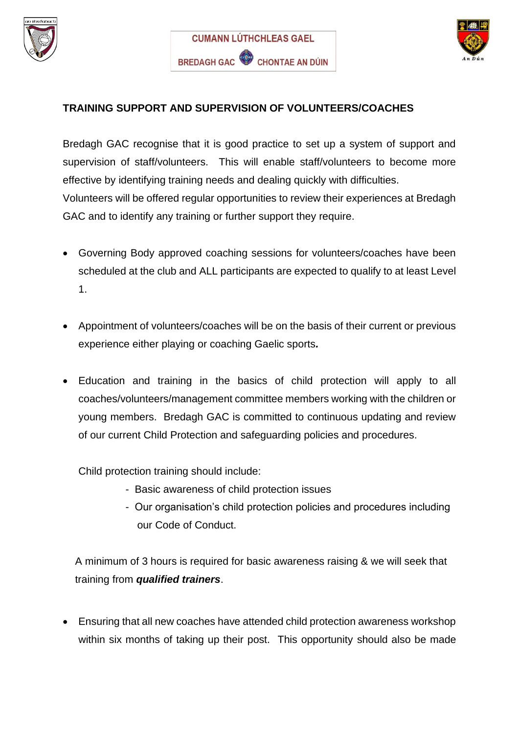CUMANN LÚTHCHLEAS GAEL

BREDAGH GAC CHONTAE AN DÚIN

**TRAINING SUPPORT AND SUPERVISION OF VOLUNTEERS/COACHES**

Bredagh GAC recognise that it is good practice to set up a system of support and supervision of staff/volunteers. This will enable staff/volunteers to become more effective by identifying training needs and dealing quickly with difficulties.
Volunteers will be offered regular opportunities to review their experiences at Bredagh GAC and to identify any training or further support they require.

- Governing Body approved coaching sessions for volunteers/coaches have been scheduled at the club and ALL participants are expected to qualify to at least Level 1.

- Appointment of volunteers/coaches will be on the basis of their current or previous experience either playing or coaching Gaelic sports***.***

- Education and training in the basics of child protection will apply to all coaches/volunteers/management committee members working with the children or young members. Bredagh GAC is committed to continuous updating and review of our current Child Protection and safeguarding policies and procedures.

  Child protection training should include:
    - Basic awareness of child protection issues
    - Our organisation's child protection policies and procedures including our Code of Conduct.

  A minimum of 3 hours is required for basic awareness raising & we will seek that training from ***qualified trainers***.

- Ensuring that all new coaches have attended child protection awareness workshop within six months of taking up their post. This opportunity should also be made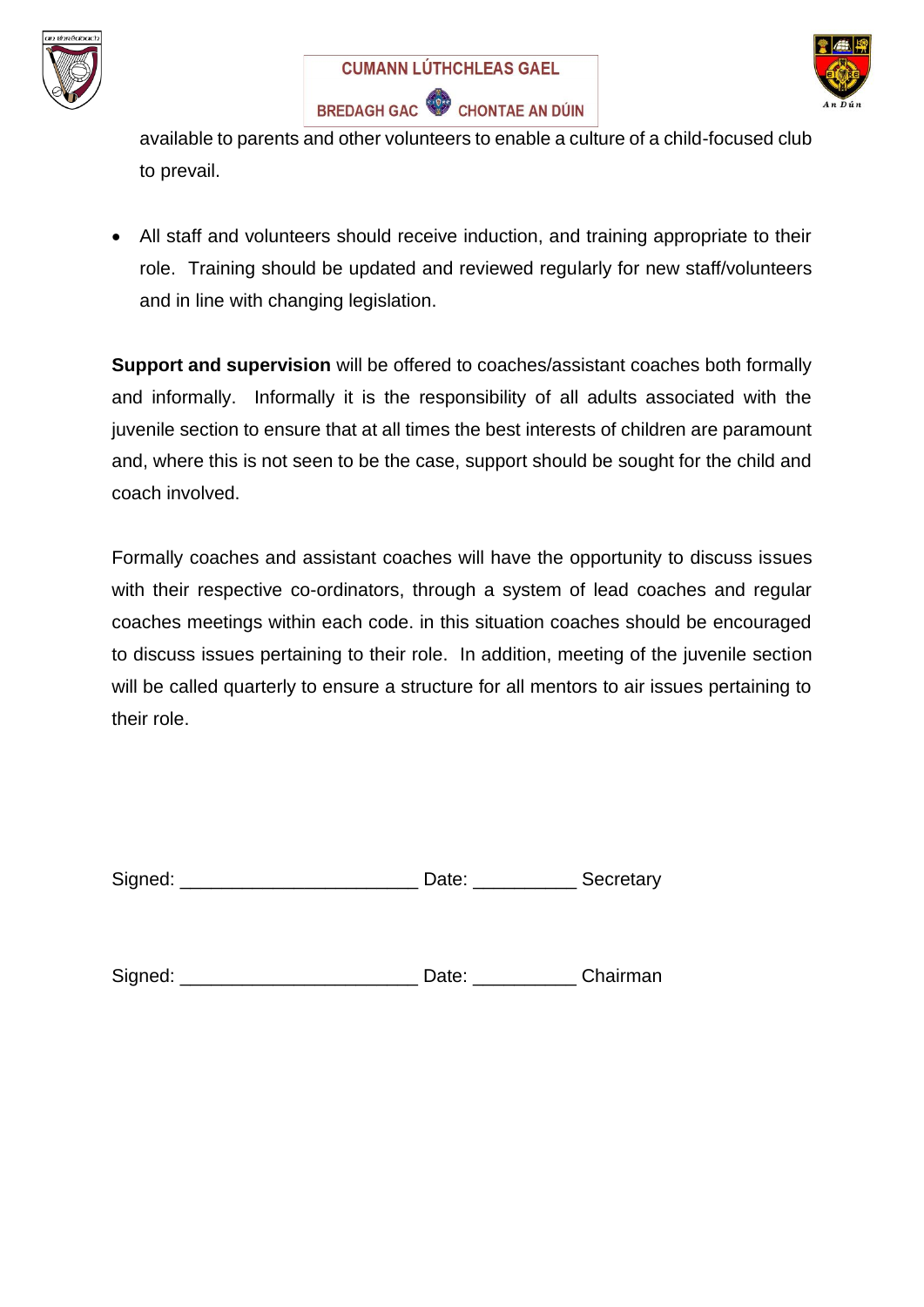available to parents and other volunteers to enable a culture of a child-focused club to prevail.

- All staff and volunteers should receive induction, and training appropriate to their role. Training should be updated and reviewed regularly for new staff/volunteers and in line with changing legislation.

**Support and supervision** will be offered to coaches/assistant coaches both formally and informally. Informally it is the responsibility of all adults associated with the juvenile section to ensure that at all times the best interests of children are paramount and, where this is not seen to be the case, support should be sought for the child and coach involved.

Formally coaches and assistant coaches will have the opportunity to discuss issues with their respective co-ordinators, through a system of lead coaches and regular coaches meetings within each code. in this situation coaches should be encouraged to discuss issues pertaining to their role. In addition, meeting of the juvenile section will be called quarterly to ensure a structure for all mentors to air issues pertaining to their role.

Signed: ______________________ Date: __________ Secretary

Signed: ______________________ Date: __________ Chairman